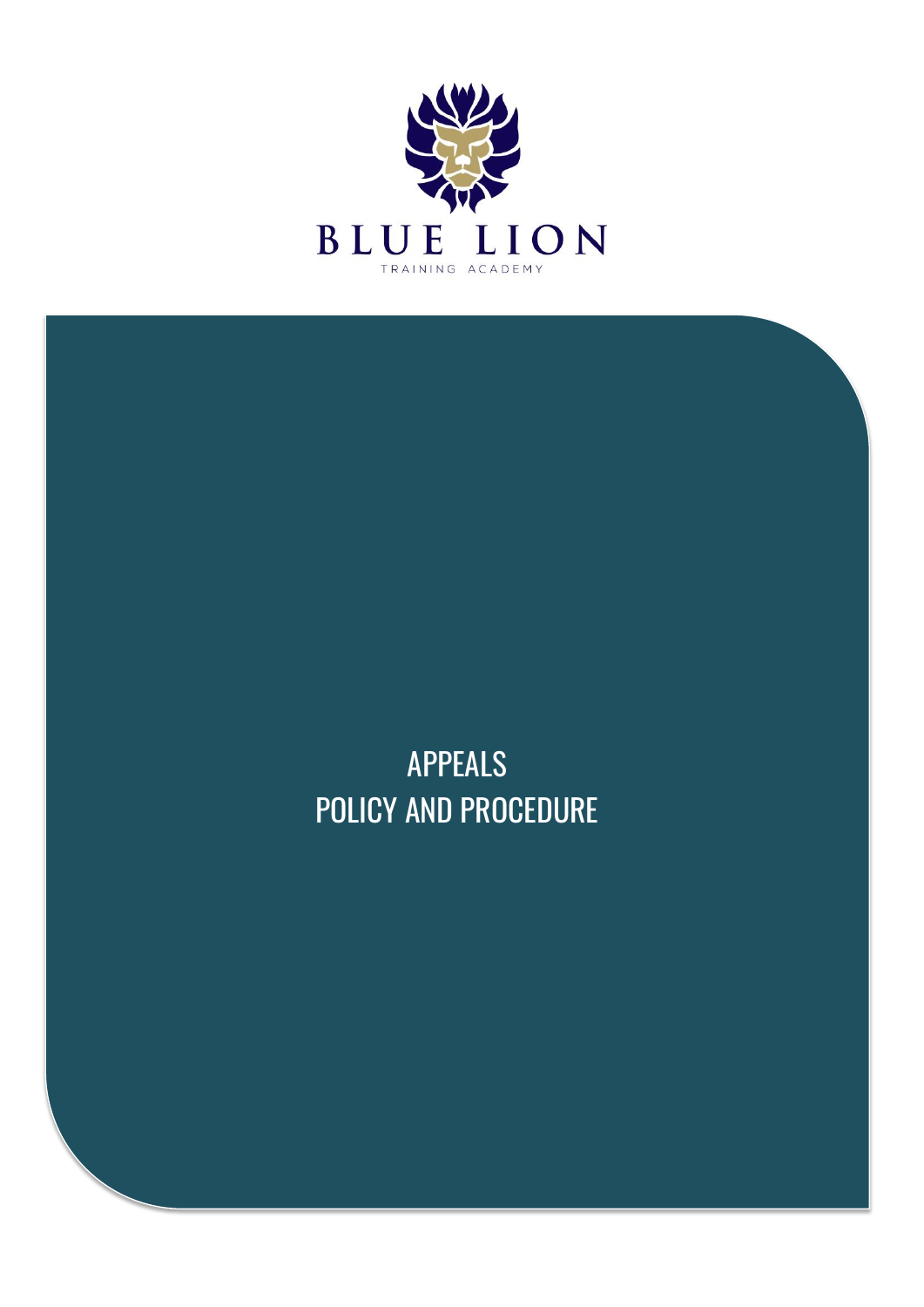BLUE LION

TRAINING ACADEMY

# APPEALS
# POLICY AND PROCEDURE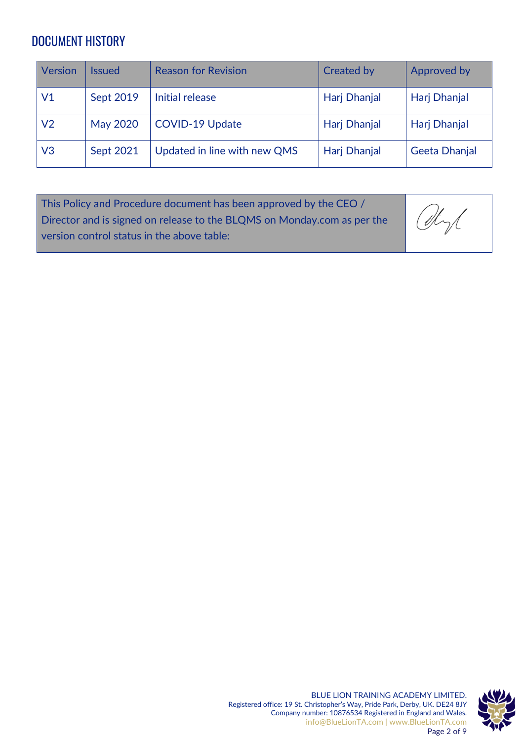## DOCUMENT HISTORY

| Version | Issued | Reason for Revision | Created by | Approved by |
|---|---|---|---|---|
| V1 | Sept 2019 | Initial release | Harj Dhanjal | Harj Dhanjal |
| V2 | May 2020 | COVID-19 Update | Harj Dhanjal | Harj Dhanjal |
| V3 | Sept 2021 | Updated in line with new QMS | Harj Dhanjal | Geeta Dhanjal |

| This Policy and Procedure document has been approved by the CEO / Director and is signed on release to the BLQMS on Monday.com as per the version control status in the above table: | |
|---|---|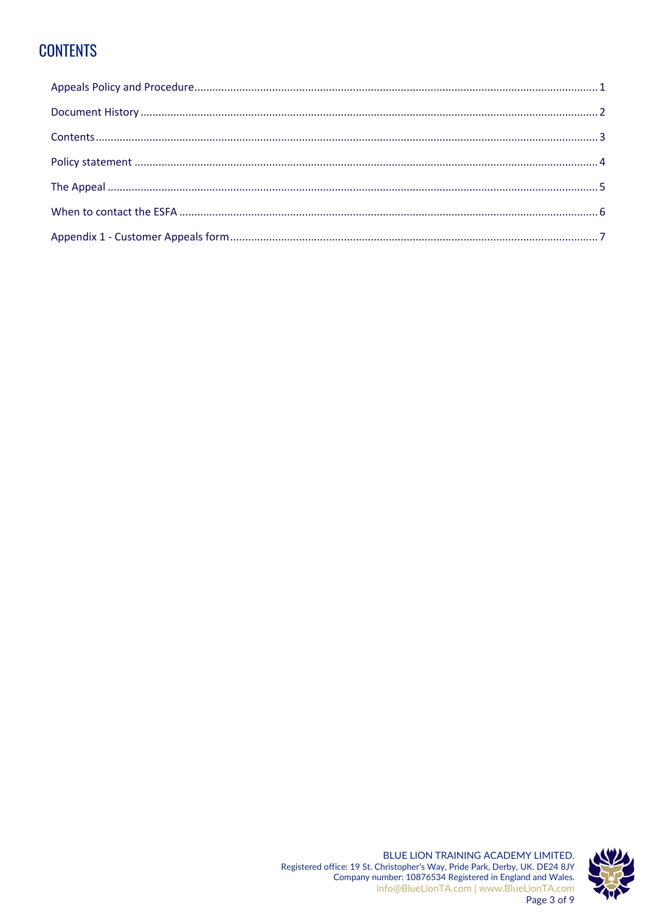# CONTENTS

Appeals Policy and Procedure.......................................................................................................................1

Document History ..........................................................................................................................................2

Contents.........................................................................................................................................................3

Policy statement ............................................................................................................................................4

The Appeal .....................................................................................................................................................5

When to contact the ESFA ..............................................................................................................................6

Appendix 1 - Customer Appeals form.............................................................................................................7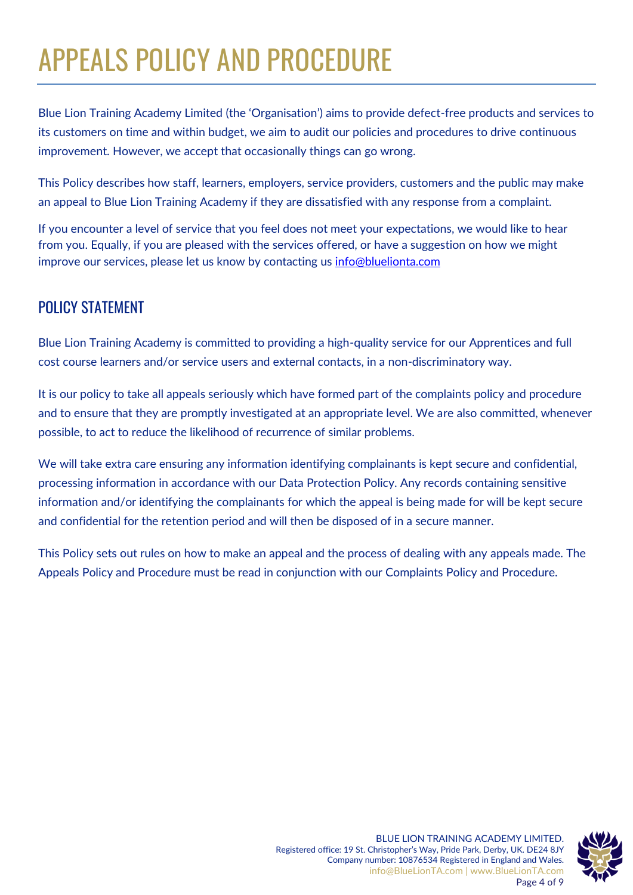# APPEALS POLICY AND PROCEDURE

Blue Lion Training Academy Limited (the 'Organisation') aims to provide defect-free products and services to its customers on time and within budget, we aim to audit our policies and procedures to drive continuous improvement. However, we accept that occasionally things can go wrong.

This Policy describes how staff, learners, employers, service providers, customers and the public may make an appeal to Blue Lion Training Academy if they are dissatisfied with any response from a complaint.

If you encounter a level of service that you feel does not meet your expectations, we would like to hear from you. Equally, if you are pleased with the services offered, or have a suggestion on how we might improve our services, please let us know by contacting us info@bluelionta.com

## POLICY STATEMENT

Blue Lion Training Academy is committed to providing a high-quality service for our Apprentices and full cost course learners and/or service users and external contacts, in a non-discriminatory way.

It is our policy to take all appeals seriously which have formed part of the complaints policy and procedure and to ensure that they are promptly investigated at an appropriate level. We are also committed, whenever possible, to act to reduce the likelihood of recurrence of similar problems.

We will take extra care ensuring any information identifying complainants is kept secure and confidential, processing information in accordance with our Data Protection Policy. Any records containing sensitive information and/or identifying the complainants for which the appeal is being made for will be kept secure and confidential for the retention period and will then be disposed of in a secure manner.

This Policy sets out rules on how to make an appeal and the process of dealing with any appeals made. The Appeals Policy and Procedure must be read in conjunction with our Complaints Policy and Procedure.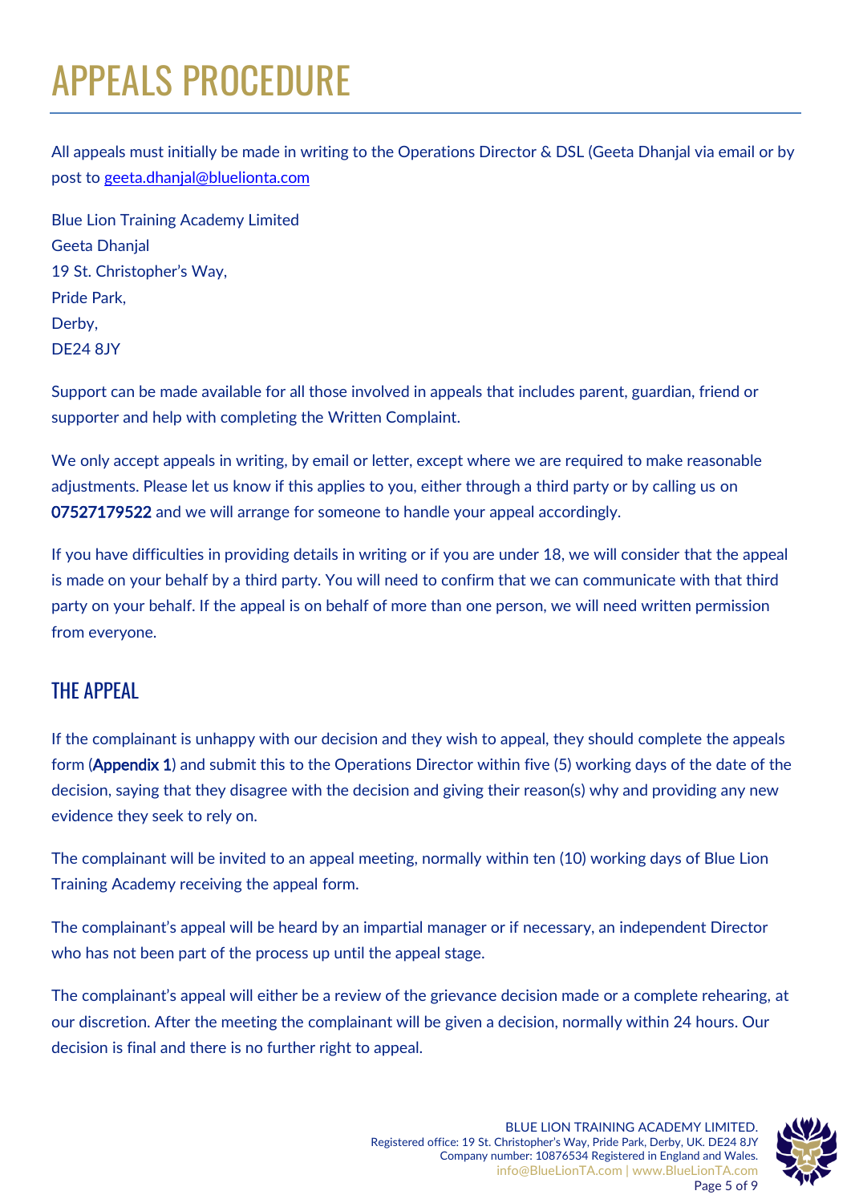# APPEALS PROCEDURE

All appeals must initially be made in writing to the Operations Director & DSL (Geeta Dhanjal via email or by post to geeta.dhanjal@bluelionta.com

Blue Lion Training Academy Limited
Geeta Dhanjal
19 St. Christopher's Way,
Pride Park,
Derby,
DE24 8JY

Support can be made available for all those involved in appeals that includes parent, guardian, friend or supporter and help with completing the Written Complaint.

We only accept appeals in writing, by email or letter, except where we are required to make reasonable adjustments. Please let us know if this applies to you, either through a third party or by calling us on 07527179522 and we will arrange for someone to handle your appeal accordingly.

If you have difficulties in providing details in writing or if you are under 18, we will consider that the appeal is made on your behalf by a third party. You will need to confirm that we can communicate with that third party on your behalf. If the appeal is on behalf of more than one person, we will need written permission from everyone.

## THE APPEAL

If the complainant is unhappy with our decision and they wish to appeal, they should complete the appeals form (Appendix 1) and submit this to the Operations Director within five (5) working days of the date of the decision, saying that they disagree with the decision and giving their reason(s) why and providing any new evidence they seek to rely on.

The complainant will be invited to an appeal meeting, normally within ten (10) working days of Blue Lion Training Academy receiving the appeal form.

The complainant's appeal will be heard by an impartial manager or if necessary, an independent Director who has not been part of the process up until the appeal stage.

The complainant's appeal will either be a review of the grievance decision made or a complete rehearing, at our discretion. After the meeting the complainant will be given a decision, normally within 24 hours. Our decision is final and there is no further right to appeal.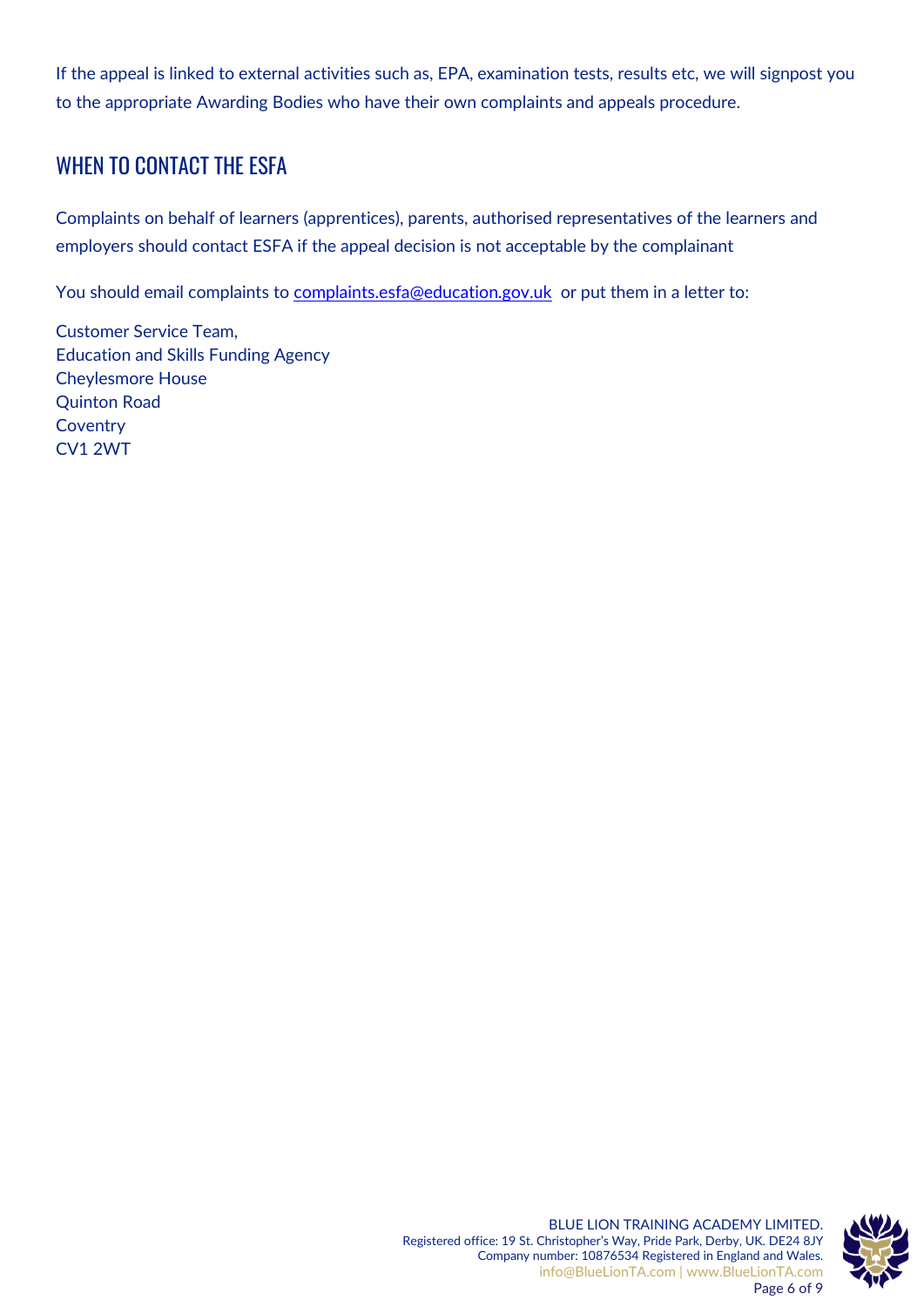If the appeal is linked to external activities such as, EPA, examination tests, results etc, we will signpost you to the appropriate Awarding Bodies who have their own complaints and appeals procedure.

## WHEN TO CONTACT THE ESFA

Complaints on behalf of learners (apprentices), parents, authorised representatives of the learners and employers should contact ESFA if the appeal decision is not acceptable by the complainant

You should email complaints to complaints.esfa@education.gov.uk or put them in a letter to:

Customer Service Team,  
Education and Skills Funding Agency  
Cheylesmore House  
Quinton Road  
Coventry  
CV1 2WT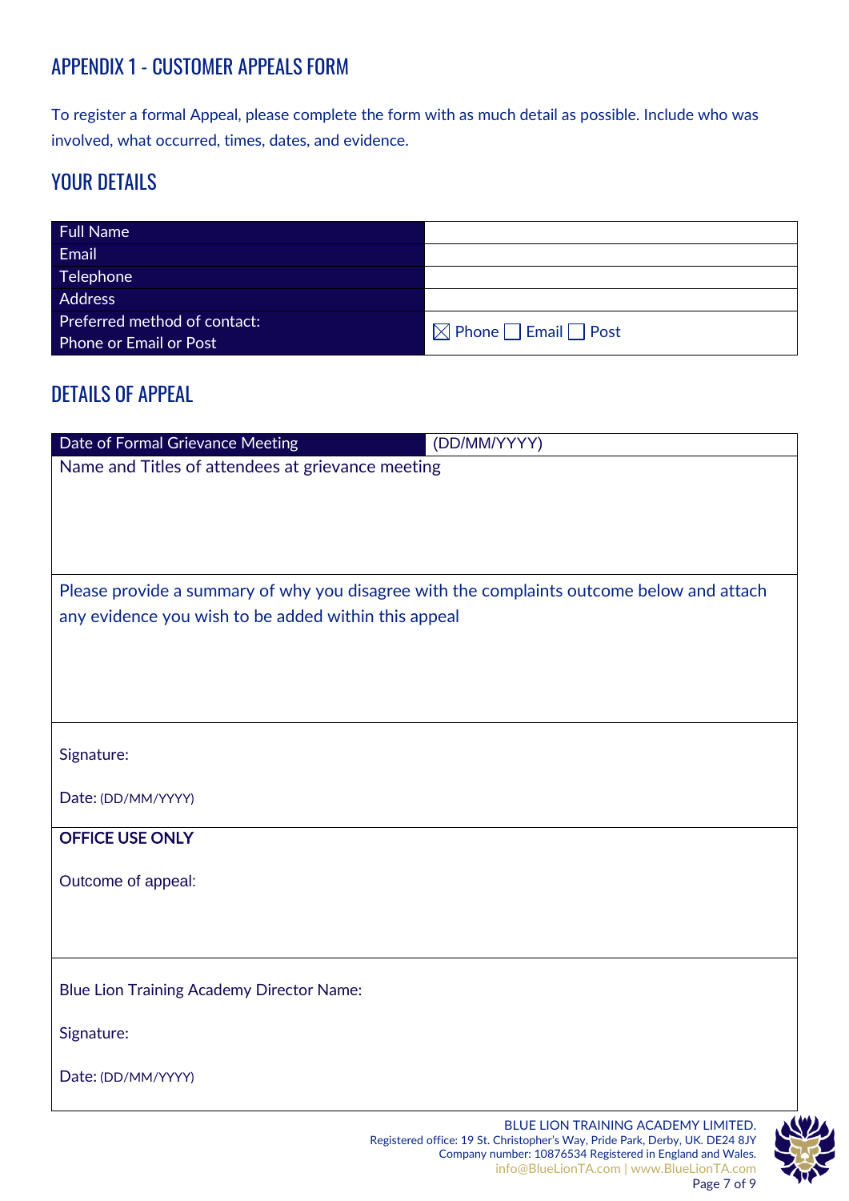## APPENDIX 1 - CUSTOMER APPEALS FORM

To register a formal Appeal, please complete the form with as much detail as possible. Include who was involved, what occurred, times, dates, and evidence.

### YOUR DETAILS

| Full Name | |
|---|---|
| Email | |
| Telephone | |
| Address | |
| Preferred method of contact: Phone or Email or Post | ☒ Phone ☐ Email ☐ Post |

### DETAILS OF APPEAL

| Date of Formal Grievance Meeting | (DD/MM/YYYY) |
|---|---|
| Name and Titles of attendees at grievance meeting | |

Please provide a summary of why you disagree with the complaints outcome below and attach any evidence you wish to be added within this appeal

Signature:

Date: (DD/MM/YYYY)

**OFFICE USE ONLY**

Outcome of appeal:

Blue Lion Training Academy Director Name:

Signature:

Date: (DD/MM/YYYY)

BLUE LION TRAINING ACADEMY LIMITED.
Registered office: 19 St. Christopher's Way, Pride Park, Derby, UK. DE24 8JY
Company number: 10876534 Registered in England and Wales.
info@BlueLionTA.com | www.BlueLionTA.com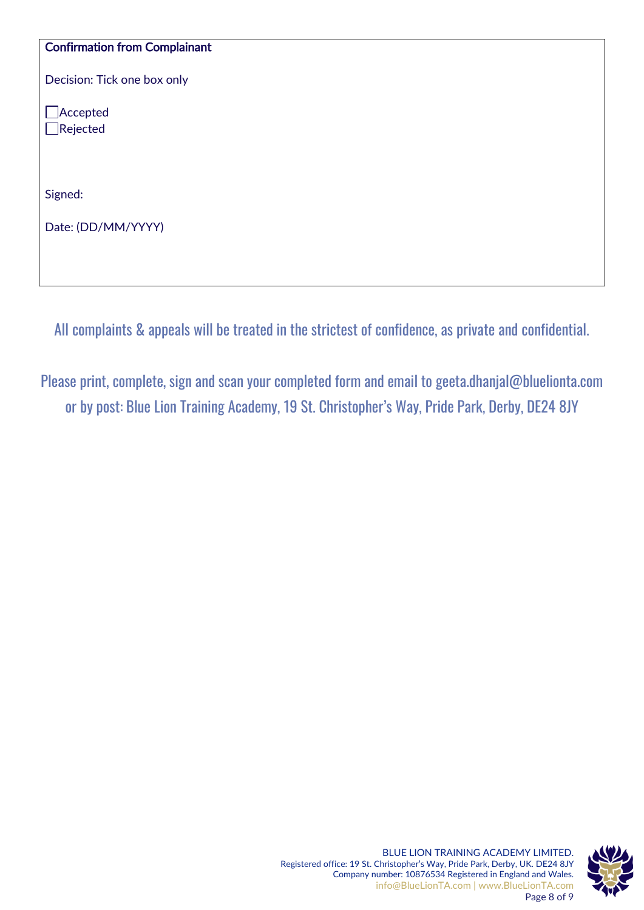**Confirmation from Complainant**

Decision: Tick one box only

☐ Accepted
☐ Rejected

Signed:

Date: (DD/MM/YYYY)

All complaints & appeals will be treated in the strictest of confidence, as private and confidential.

Please print, complete, sign and scan your completed form and email to geeta.dhanjal@bluelionta.com or by post: Blue Lion Training Academy, 19 St. Christopher's Way, Pride Park, Derby, DE24 8JY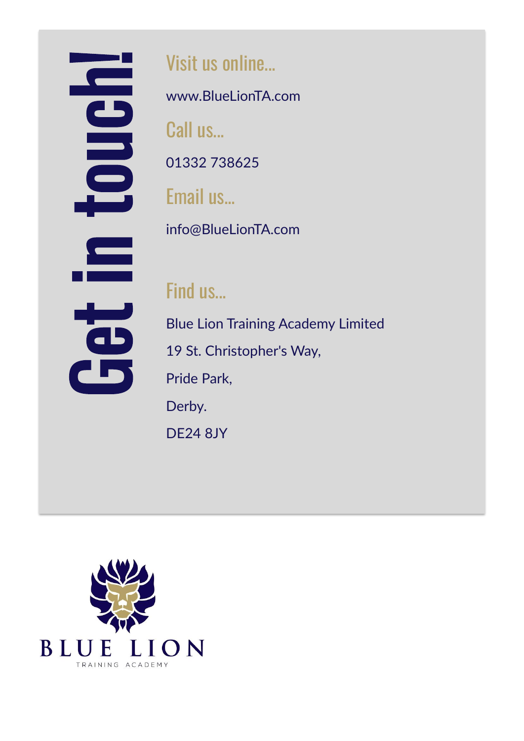# Get in touch!

## Visit us online...

www.BlueLionTA.com

## Call us...

01332 738625

## Email us...

info@BlueLionTA.com

## Find us...

Blue Lion Training Academy Limited

19 St. Christopher's Way,

Pride Park,

Derby.

DE24 8JY

BLUE LION

TRAINING ACADEMY